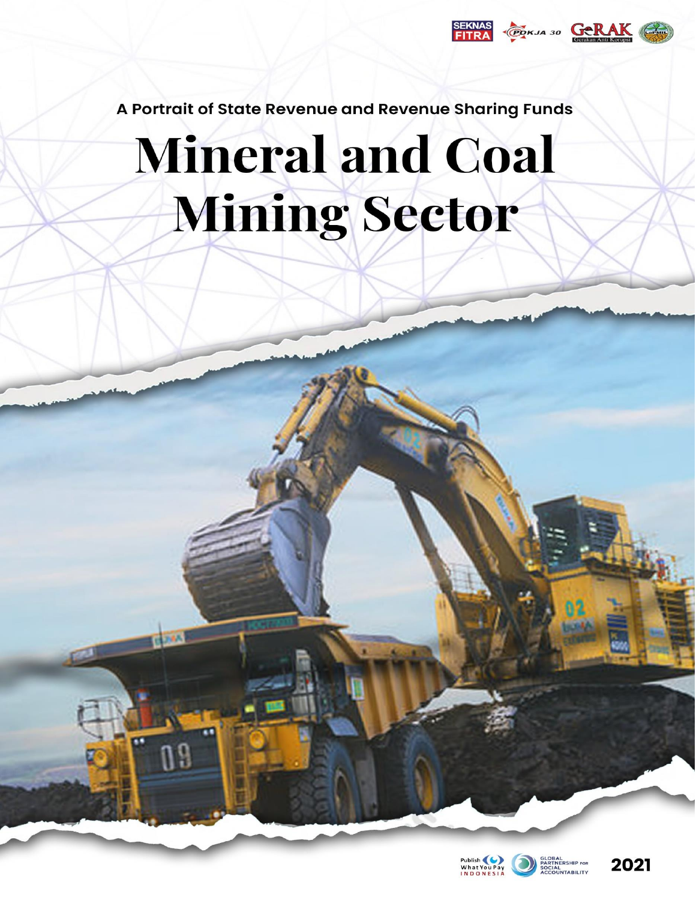A Portrait of State Revenue and Revenue Sharing Funds

# Mineral and Coal Mining Sector

2021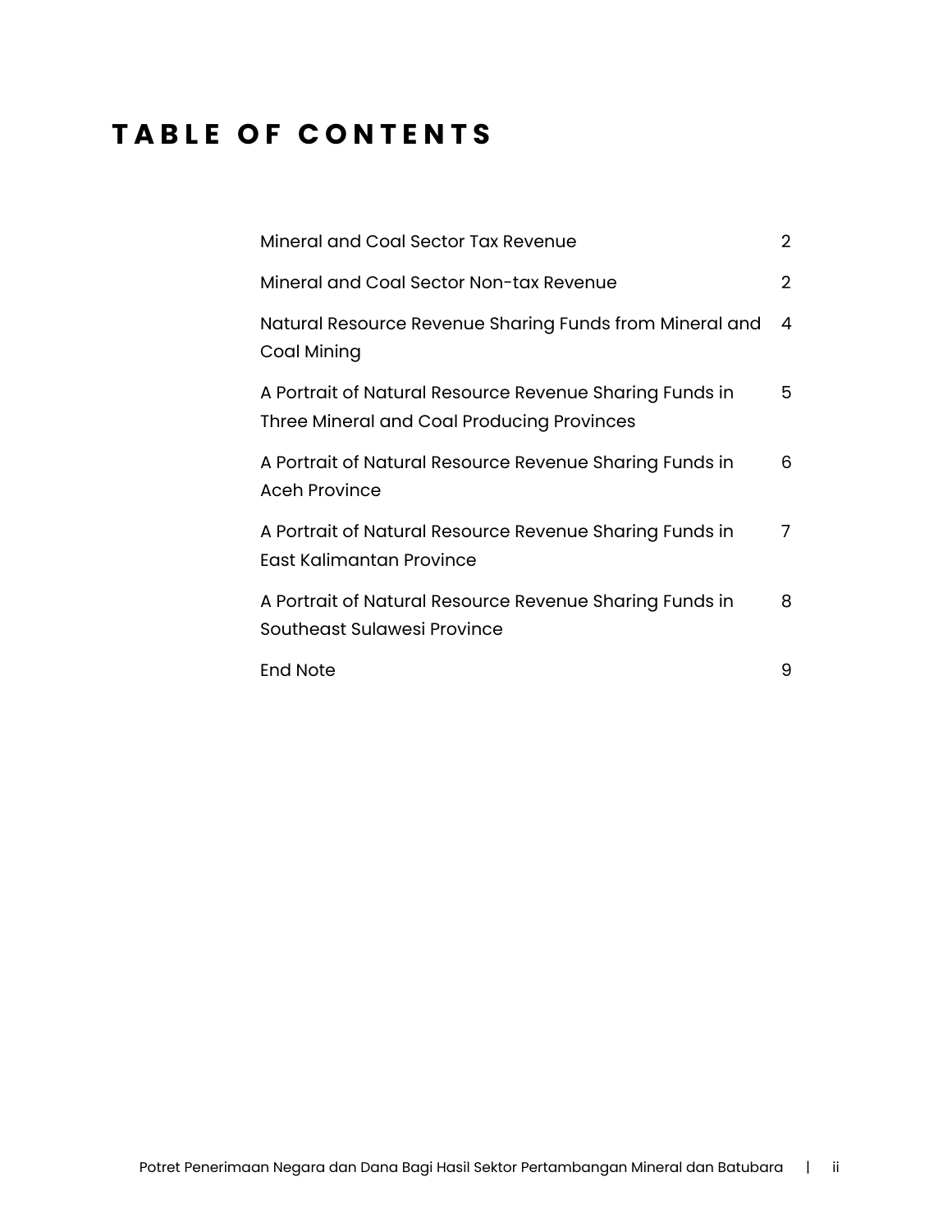# TABLE OF CONTENTS

| | |
|---|---|
| Mineral and Coal Sector Tax Revenue | 2 |
| Mineral and Coal Sector Non-tax Revenue | 2 |
| Natural Resource Revenue Sharing Funds from Mineral and Coal Mining | 4 |
| A Portrait of Natural Resource Revenue Sharing Funds in Three Mineral and Coal Producing Provinces | 5 |
| A Portrait of Natural Resource Revenue Sharing Funds in Aceh Province | 6 |
| A Portrait of Natural Resource Revenue Sharing Funds in East Kalimantan Province | 7 |
| A Portrait of Natural Resource Revenue Sharing Funds in Southeast Sulawesi Province | 8 |
| End Note | 9 |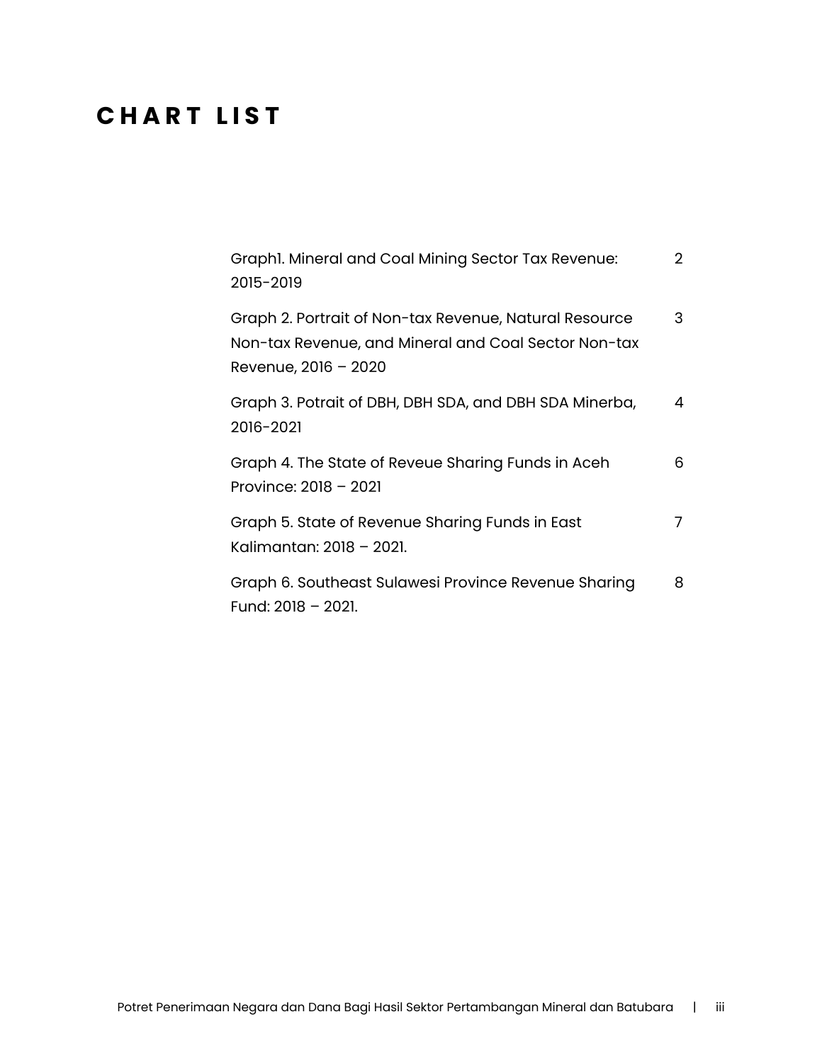# CHART LIST

| | |
|---|---|
| Graph1. Mineral and Coal Mining Sector Tax Revenue: 2015-2019 | 2 |
| Graph 2. Portrait of Non-tax Revenue, Natural Resource Non-tax Revenue, and Mineral and Coal Sector Non-tax Revenue, 2016 – 2020 | 3 |
| Graph 3. Potrait of DBH, DBH SDA, and DBH SDA Minerba, 2016-2021 | 4 |
| Graph 4. The State of Reveue Sharing Funds in Aceh Province: 2018 – 2021 | 6 |
| Graph 5. State of Revenue Sharing Funds in East Kalimantan: 2018 – 2021. | 7 |
| Graph 6. Southeast Sulawesi Province Revenue Sharing Fund: 2018 – 2021. | 8 |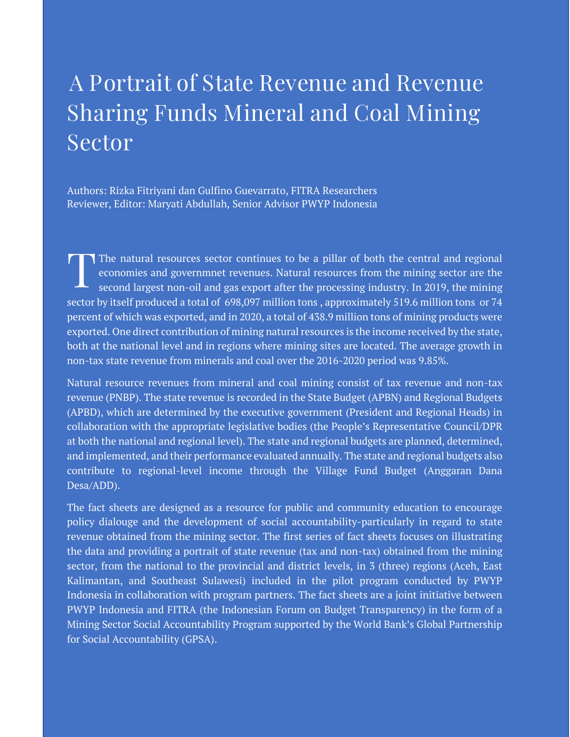# A Portrait of State Revenue and Revenue Sharing Funds Mineral and Coal Mining Sector

Authors: Rizka Fitriyani dan Gulfino Guevarrato, FITRA Researchers
Reviewer, Editor: Maryati Abdullah, Senior Advisor PWYP Indonesia

The natural resources sector continues to be a pillar of both the central and regional economies and governmnet revenues. Natural resources from the mining sector are the second largest non-oil and gas export after the processing industry. In 2019, the mining sector by itself produced a total of 698,097 million tons , approximately 519.6 million tons or 74 percent of which was exported, and in 2020, a total of 438.9 million tons of mining products were exported. One direct contribution of mining natural resources is the income received by the state, both at the national level and in regions where mining sites are located. The average growth in non-tax state revenue from minerals and coal over the 2016-2020 period was 9.85%.

Natural resource revenues from mineral and coal mining consist of tax revenue and non-tax revenue (PNBP). The state revenue is recorded in the State Budget (APBN) and Regional Budgets (APBD), which are determined by the executive government (President and Regional Heads) in collaboration with the appropriate legislative bodies (the People's Representative Council/DPR at both the national and regional level). The state and regional budgets are planned, determined, and implemented, and their performance evaluated annually. The state and regional budgets also contribute to regional-level income through the Village Fund Budget (Anggaran Dana Desa/ADD).

The fact sheets are designed as a resource for public and community education to encourage policy dialouge and the development of social accountability-particularly in regard to state revenue obtained from the mining sector. The first series of fact sheets focuses on illustrating the data and providing a portrait of state revenue (tax and non-tax) obtained from the mining sector, from the national to the provincial and district levels, in 3 (three) regions (Aceh, East Kalimantan, and Southeast Sulawesi) included in the pilot program conducted by PWYP Indonesia in collaboration with program partners. The fact sheets are a joint initiative between PWYP Indonesia and FITRA (the Indonesian Forum on Budget Transparency) in the form of a Mining Sector Social Accountability Program supported by the World Bank's Global Partnership for Social Accountability (GPSA).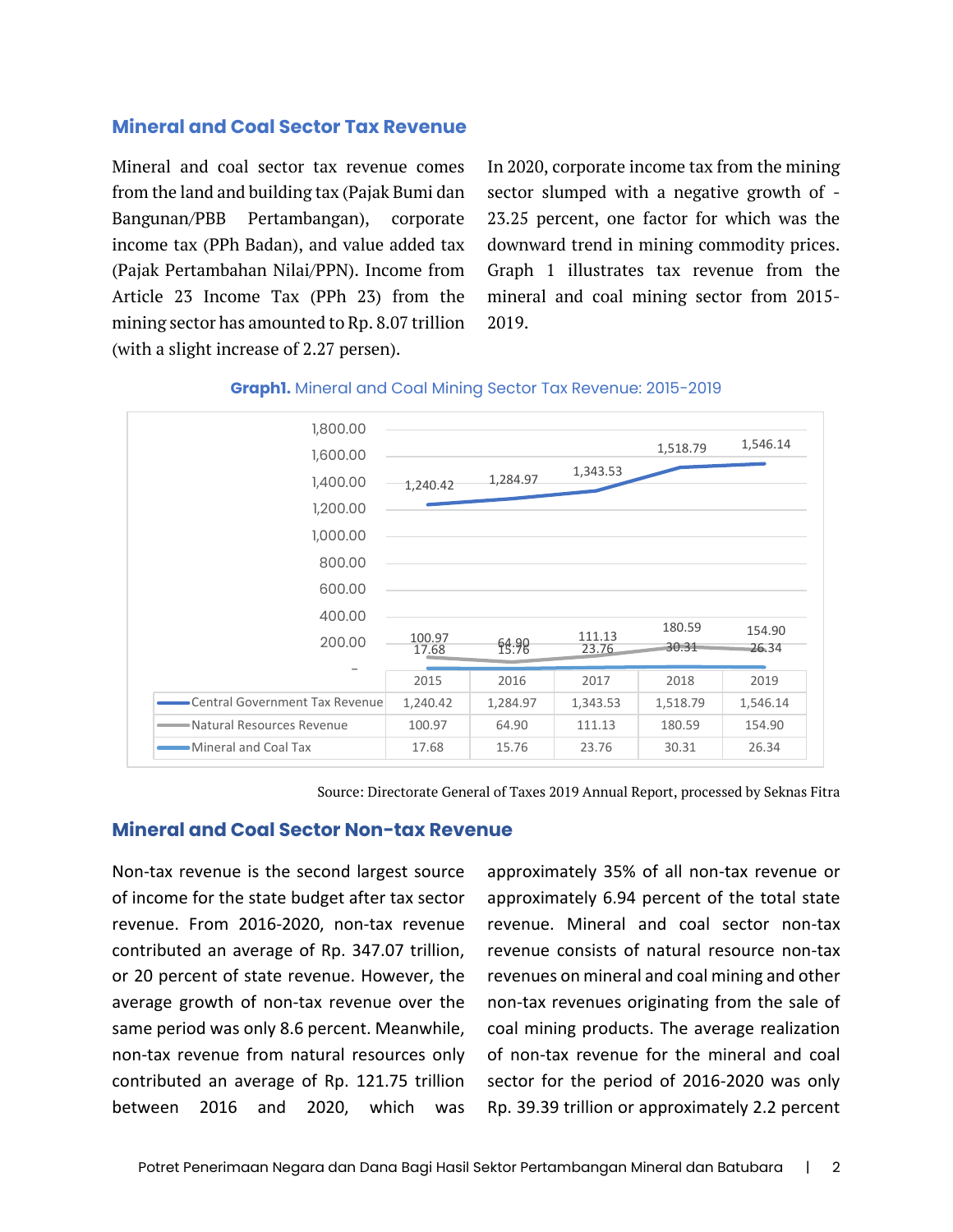## Mineral and Coal Sector Tax Revenue

Mineral and coal sector tax revenue comes from the land and building tax (Pajak Bumi dan Bangunan/PBB Pertambangan), corporate income tax (PPh Badan), and value added tax (Pajak Pertambahan Nilai/PPN). Income from Article 23 Income Tax (PPh 23) from the mining sector has amounted to Rp. 8.07 trillion (with a slight increase of 2.27 persen).

In 2020, corporate income tax from the mining sector slumped with a negative growth of -23.25 percent, one factor for which was the downward trend in mining commodity prices. Graph 1 illustrates tax revenue from the mineral and coal mining sector from 2015-2019.

**Graph1.** Mineral and Coal Mining Sector Tax Revenue: 2015-2019

| | 2015 | 2016 | 2017 | 2018 | 2019 |
|---|---|---|---|---|---|
| Central Government Tax Revenue | 1,240.42 | 1,284.97 | 1,343.53 | 1,518.79 | 1,546.14 |
| Natural Resources Revenue | 100.97 | 64.90 | 111.13 | 180.59 | 154.90 |
| Mineral and Coal Tax | 17.68 | 15.76 | 23.76 | 30.31 | 26.34 |

Source: Directorate General of Taxes 2019 Annual Report, processed by Seknas Fitra

## Mineral and Coal Sector Non-tax Revenue

Non-tax revenue is the second largest source of income for the state budget after tax sector revenue. From 2016-2020, non-tax revenue contributed an average of Rp. 347.07 trillion, or 20 percent of state revenue. However, the average growth of non-tax revenue over the same period was only 8.6 percent. Meanwhile, non-tax revenue from natural resources only contributed an average of Rp. 121.75 trillion between 2016 and 2020, which was approximately 35% of all non-tax revenue or approximately 6.94 percent of the total state revenue. Mineral and coal sector non-tax revenue consists of natural resource non-tax revenues on mineral and coal mining and other non-tax revenues originating from the sale of coal mining products. The average realization of non-tax revenue for the mineral and coal sector for the period of 2016-2020 was only Rp. 39.39 trillion or approximately 2.2 percent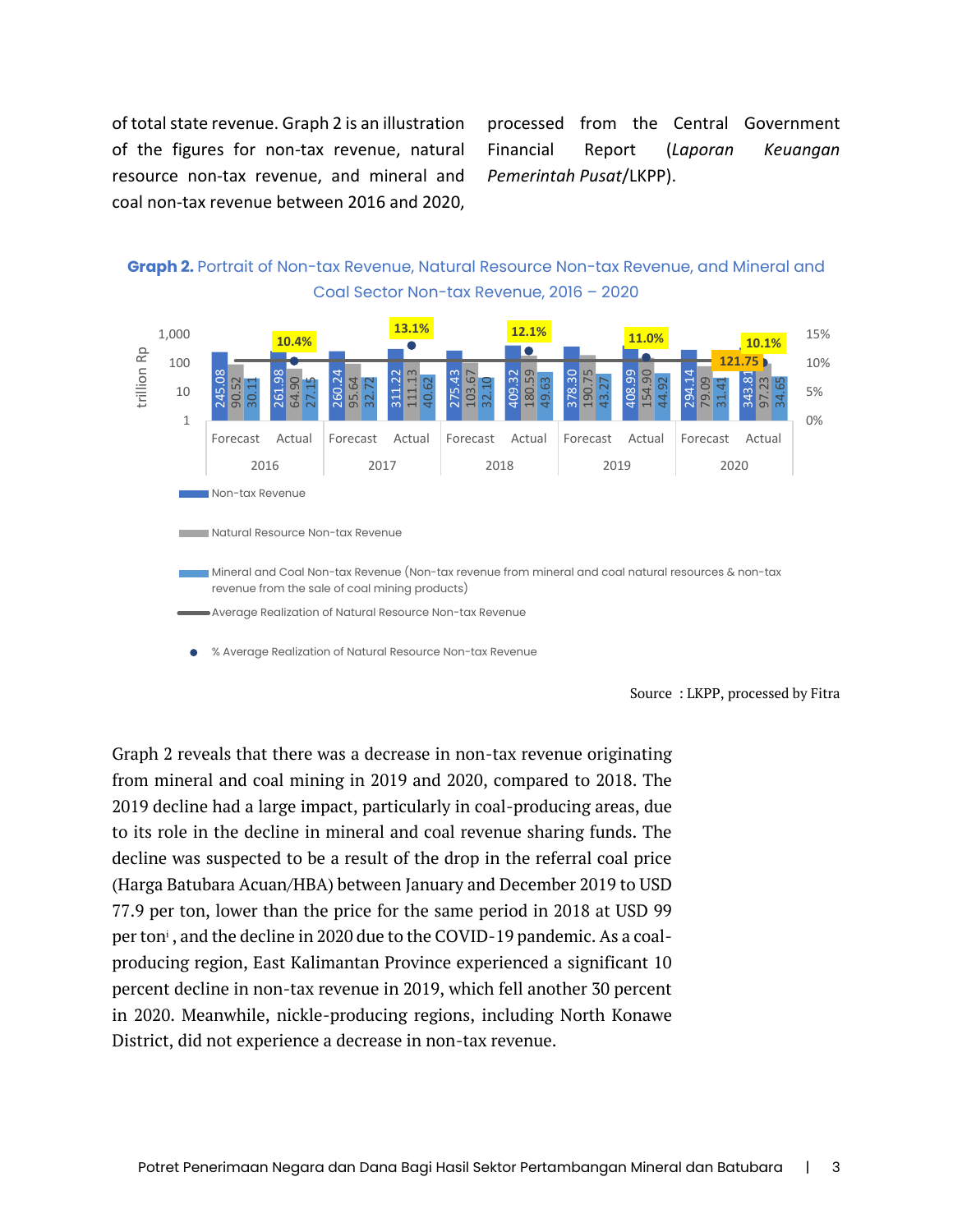of total state revenue. Graph 2 is an illustration of the figures for non-tax revenue, natural resource non-tax revenue, and mineral and coal non-tax revenue between 2016 and 2020, processed from the Central Government Financial Report (*Laporan Keuangan Pemerintah Pusat*/LKPP).

**Graph 2.** Portrait of Non-tax Revenue, Natural Resource Non-tax Revenue, and Mineral and Coal Sector Non-tax Revenue, 2016 – 2020

| Year | | Non-tax Revenue | Natural Resource Non-tax Revenue | Mineral and Coal Non-tax Revenue | % Average Realization of Natural Resource Non-tax Revenue |
|---|---|---|---|---|---|
| 2016 | Forecast | 245.08 | 90.52 | 30.11 | |
| | Actual | 261.98 | 64.90 | 27.15 | 10.4% |
| 2017 | Forecast | 260.24 | 95.64 | 32.72 | |
| | Actual | 311.22 | 111.13 | 40.62 | 13.1% |
| 2018 | Forecast | 275.43 | 103.67 | 32.10 | |
| | Actual | 409.32 | 180.59 | 49.63 | 12.1% |
| 2019 | Forecast | 378.30 | 190.75 | 43.27 | |
| | Actual | 408.99 | 154.90 | 44.92 | 11.0% |
| 2020 | Forecast | 294.14 | 79.09 | 31.41 | |
| | Actual | 343.81 | 97.23 | 34.65 | 10.1% |

Average Realization of Natural Resource Non-tax Revenue: 121.75 (trillion Rp)

- Non-tax Revenue
- Natural Resource Non-tax Revenue
- Mineral and Coal Non-tax Revenue (Non-tax revenue from mineral and coal natural resources & non-tax revenue from the sale of coal mining products)
- Average Realization of Natural Resource Non-tax Revenue
- % Average Realization of Natural Resource Non-tax Revenue

Source : LKPP, processed by Fitra

Graph 2 reveals that there was a decrease in non-tax revenue originating from mineral and coal mining in 2019 and 2020, compared to 2018. The 2019 decline had a large impact, particularly in coal-producing areas, due to its role in the decline in mineral and coal revenue sharing funds. The decline was suspected to be a result of the drop in the referral coal price (Harga Batubara Acuan/HBA) between January and December 2019 to USD 77.9 per ton, lower than the price for the same period in 2018 at USD 99 per ton[i], and the decline in 2020 due to the COVID-19 pandemic. As a coal-producing region, East Kalimantan Province experienced a significant 10 percent decline in non-tax revenue in 2019, which fell another 30 percent in 2020. Meanwhile, nickle-producing regions, including North Konawe District, did not experience a decrease in non-tax revenue.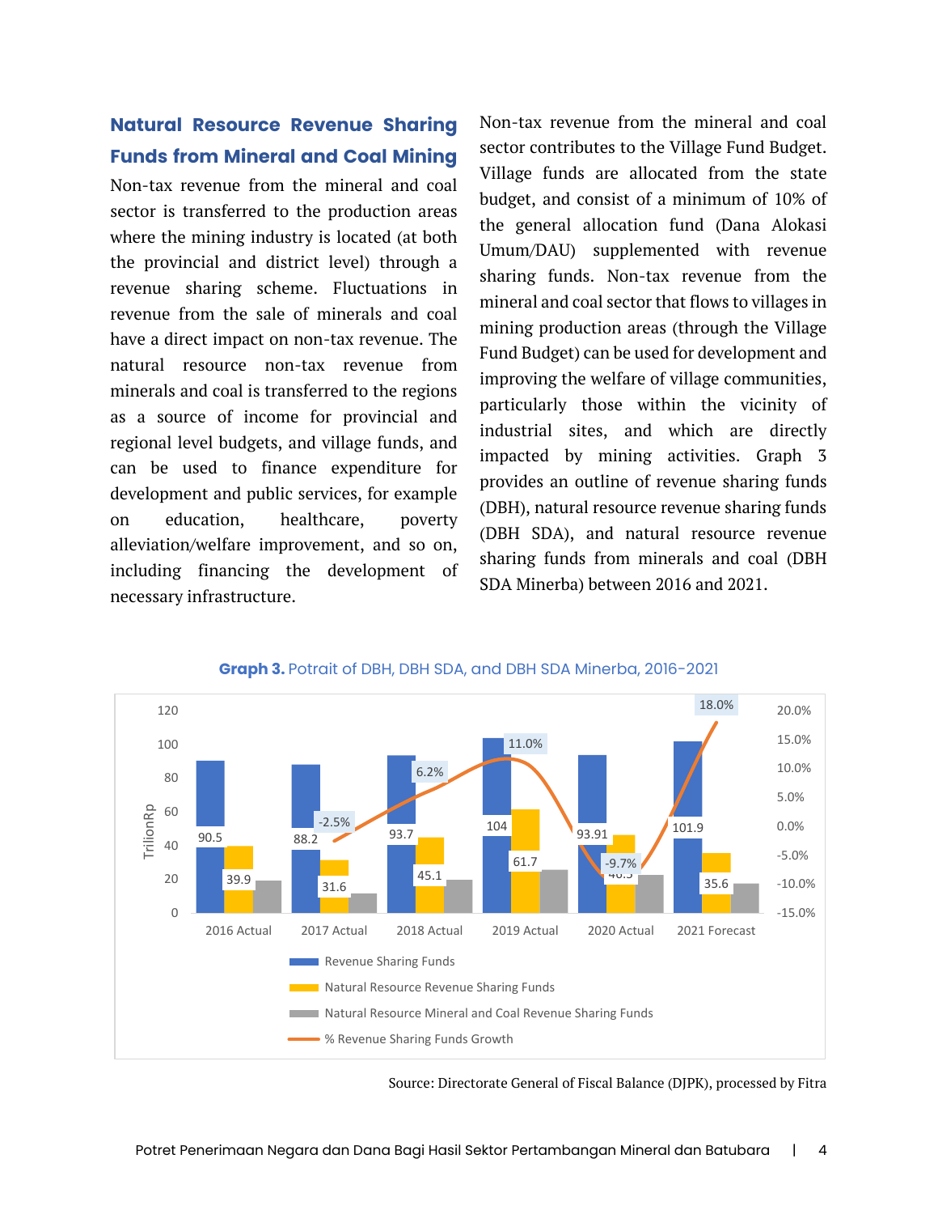## Natural Resource Revenue Sharing Funds from Mineral and Coal Mining

Non-tax revenue from the mineral and coal sector is transferred to the production areas where the mining industry is located (at both the provincial and district level) through a revenue sharing scheme. Fluctuations in revenue from the sale of minerals and coal have a direct impact on non-tax revenue. The natural resource non-tax revenue from minerals and coal is transferred to the regions as a source of income for provincial and regional level budgets, and village funds, and can be used to finance expenditure for development and public services, for example on education, healthcare, poverty alleviation/welfare improvement, and so on, including financing the development of necessary infrastructure.

Non-tax revenue from the mineral and coal sector contributes to the Village Fund Budget. Village funds are allocated from the state budget, and consist of a minimum of 10% of the general allocation fund (Dana Alokasi Umum/DAU) supplemented with revenue sharing funds. Non-tax revenue from the mineral and coal sector that flows to villages in mining production areas (through the Village Fund Budget) can be used for development and improving the welfare of village communities, particularly those within the vicinity of industrial sites, and which are directly impacted by mining activities. Graph 3 provides an outline of revenue sharing funds (DBH), natural resource revenue sharing funds (DBH SDA), and natural resource revenue sharing funds from minerals and coal (DBH SDA Minerba) between 2016 and 2021.

**Graph 3.** Potrait of DBH, DBH SDA, and DBH SDA Minerba, 2016-2021

| | 2016 Actual | 2017 Actual | 2018 Actual | 2019 Actual | 2020 Actual | 2021 Forecast |
|---|---|---|---|---|---|---|
| Revenue Sharing Funds (Trilion Rp) | 90.5 | 88.2 | 93.7 | 104 | 93.91 | 101.9 |
| Natural Resource Revenue Sharing Funds (Trilion Rp) | 39.9 | 31.6 | 45.1 | 61.7 | 46.5 | 35.6 |
| % Revenue Sharing Funds Growth | | -2.5% | 6.2% | 11.0% | -9.7% | 18.0% |

Source: Directorate General of Fiscal Balance (DJPK), processed by Fitra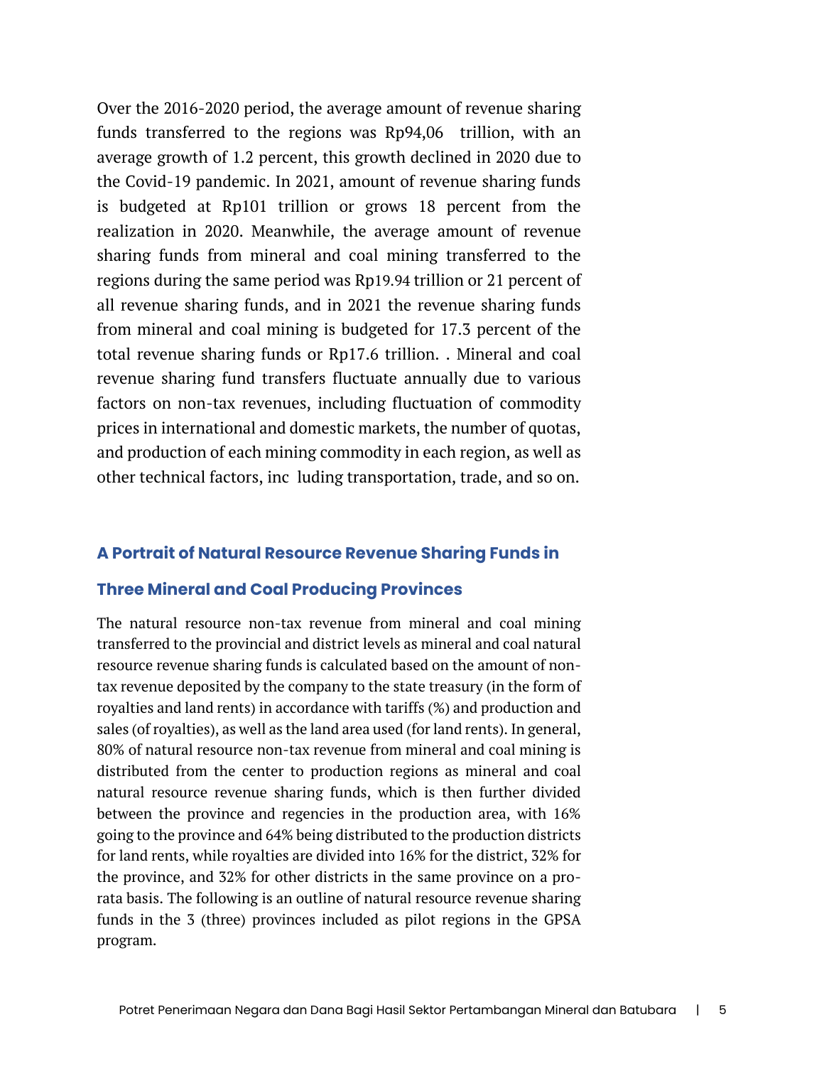Over the 2016-2020 period, the average amount of revenue sharing funds transferred to the regions was Rp94,06 trillion, with an average growth of 1.2 percent, this growth declined in 2020 due to the Covid-19 pandemic. In 2021, amount of revenue sharing funds is budgeted at Rp101 trillion or grows 18 percent from the realization in 2020. Meanwhile, the average amount of revenue sharing funds from mineral and coal mining transferred to the regions during the same period was Rp19.94 trillion or 21 percent of all revenue sharing funds, and in 2021 the revenue sharing funds from mineral and coal mining is budgeted for 17.3 percent of the total revenue sharing funds or Rp17.6 trillion. . Mineral and coal revenue sharing fund transfers fluctuate annually due to various factors on non-tax revenues, including fluctuation of commodity prices in international and domestic markets, the number of quotas, and production of each mining commodity in each region, as well as other technical factors, inc luding transportation, trade, and so on.

## A Portrait of Natural Resource Revenue Sharing Funds in Three Mineral and Coal Producing Provinces

The natural resource non-tax revenue from mineral and coal mining transferred to the provincial and district levels as mineral and coal natural resource revenue sharing funds is calculated based on the amount of non-tax revenue deposited by the company to the state treasury (in the form of royalties and land rents) in accordance with tariffs (%) and production and sales (of royalties), as well as the land area used (for land rents). In general, 80% of natural resource non-tax revenue from mineral and coal mining is distributed from the center to production regions as mineral and coal natural resource revenue sharing funds, which is then further divided between the province and regencies in the production area, with 16% going to the province and 64% being distributed to the production districts for land rents, while royalties are divided into 16% for the district, 32% for the province, and 32% for other districts in the same province on a pro-rata basis. The following is an outline of natural resource revenue sharing funds in the 3 (three) provinces included as pilot regions in the GPSA program.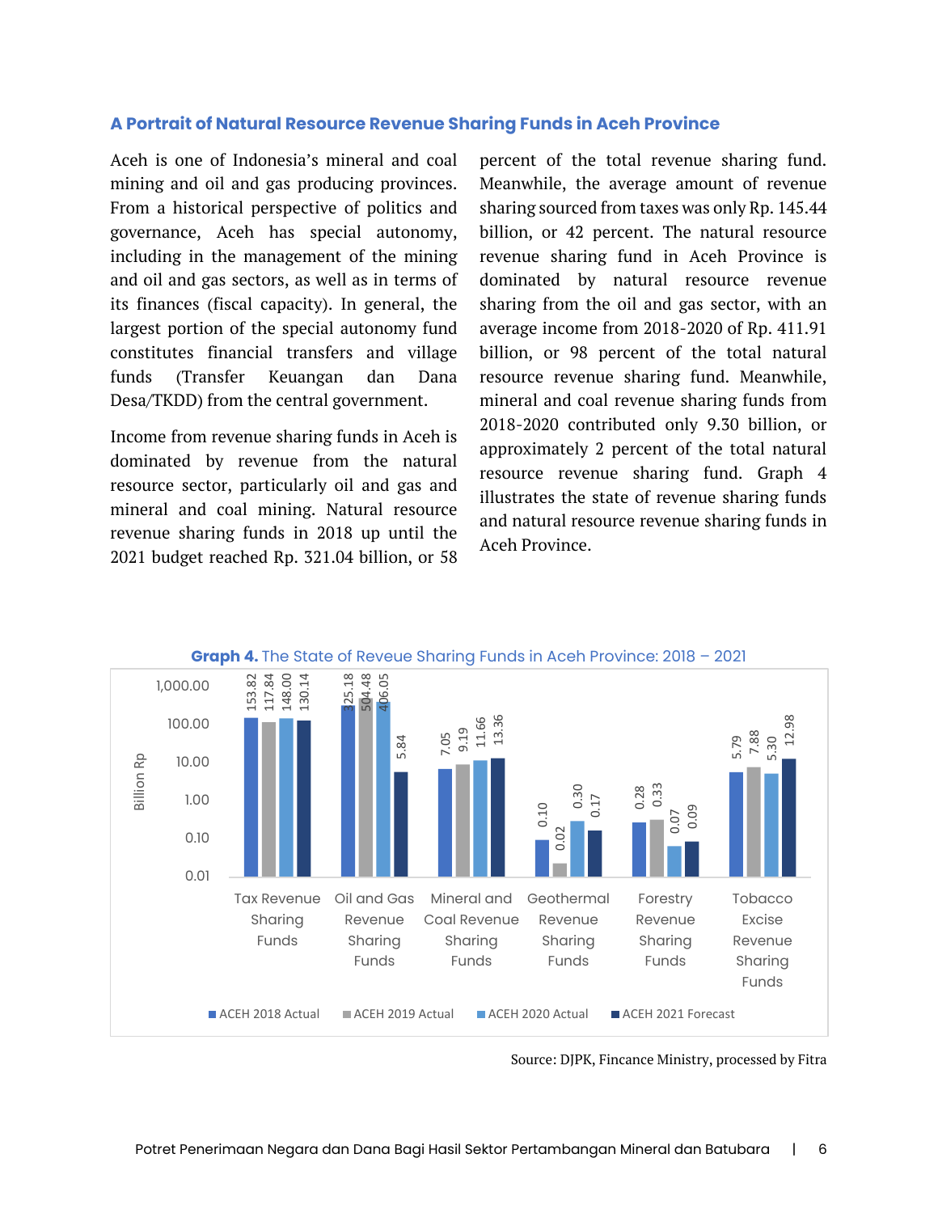### A Portrait of Natural Resource Revenue Sharing Funds in Aceh Province

Aceh is one of Indonesia's mineral and coal mining and oil and gas producing provinces. From a historical perspective of politics and governance, Aceh has special autonomy, including in the management of the mining and oil and gas sectors, as well as in terms of its finances (fiscal capacity). In general, the largest portion of the special autonomy fund constitutes financial transfers and village funds (Transfer Keuangan dan Dana Desa/TKDD) from the central government.

Income from revenue sharing funds in Aceh is dominated by revenue from the natural resource sector, particularly oil and gas and mineral and coal mining. Natural resource revenue sharing funds in 2018 up until the 2021 budget reached Rp. 321.04 billion, or 58 percent of the total revenue sharing fund. Meanwhile, the average amount of revenue sharing sourced from taxes was only Rp. 145.44 billion, or 42 percent. The natural resource revenue sharing fund in Aceh Province is dominated by natural resource revenue sharing from the oil and gas sector, with an average income from 2018-2020 of Rp. 411.91 billion, or 98 percent of the total natural resource revenue sharing fund. Meanwhile, mineral and coal revenue sharing funds from 2018-2020 contributed only 9.30 billion, or approximately 2 percent of the total natural resource revenue sharing fund. Graph 4 illustrates the state of revenue sharing funds and natural resource revenue sharing funds in Aceh Province.

**Graph 4.** The State of Reveue Sharing Funds in Aceh Province: 2018 – 2021

| Billion Rp | ACEH 2018 Actual | ACEH 2019 Actual | ACEH 2020 Actual | ACEH 2021 Forecast |
|---|---|---|---|---|
| Tax Revenue Sharing Funds | 153.82 | 117.84 | 148.00 | 130.14 |
| Oil and Gas Revenue Sharing Funds | 325.18 | 504.48 | 406.05 | 5.84 |
| Mineral and Coal Revenue Sharing Funds | 7.05 | 9.19 | 11.66 | 13.36 |
| Geothermal Revenue Sharing Funds | 0.10 | 0.02 | 0.30 | 0.17 |
| Forestry Revenue Sharing Funds | 0.28 | 0.33 | 0.07 | 0.09 |
| Tobacco Excise Revenue Sharing Funds | 5.79 | 7.88 | 5.30 | 12.98 |

Source: DJPK, Fincance Ministry, processed by Fitra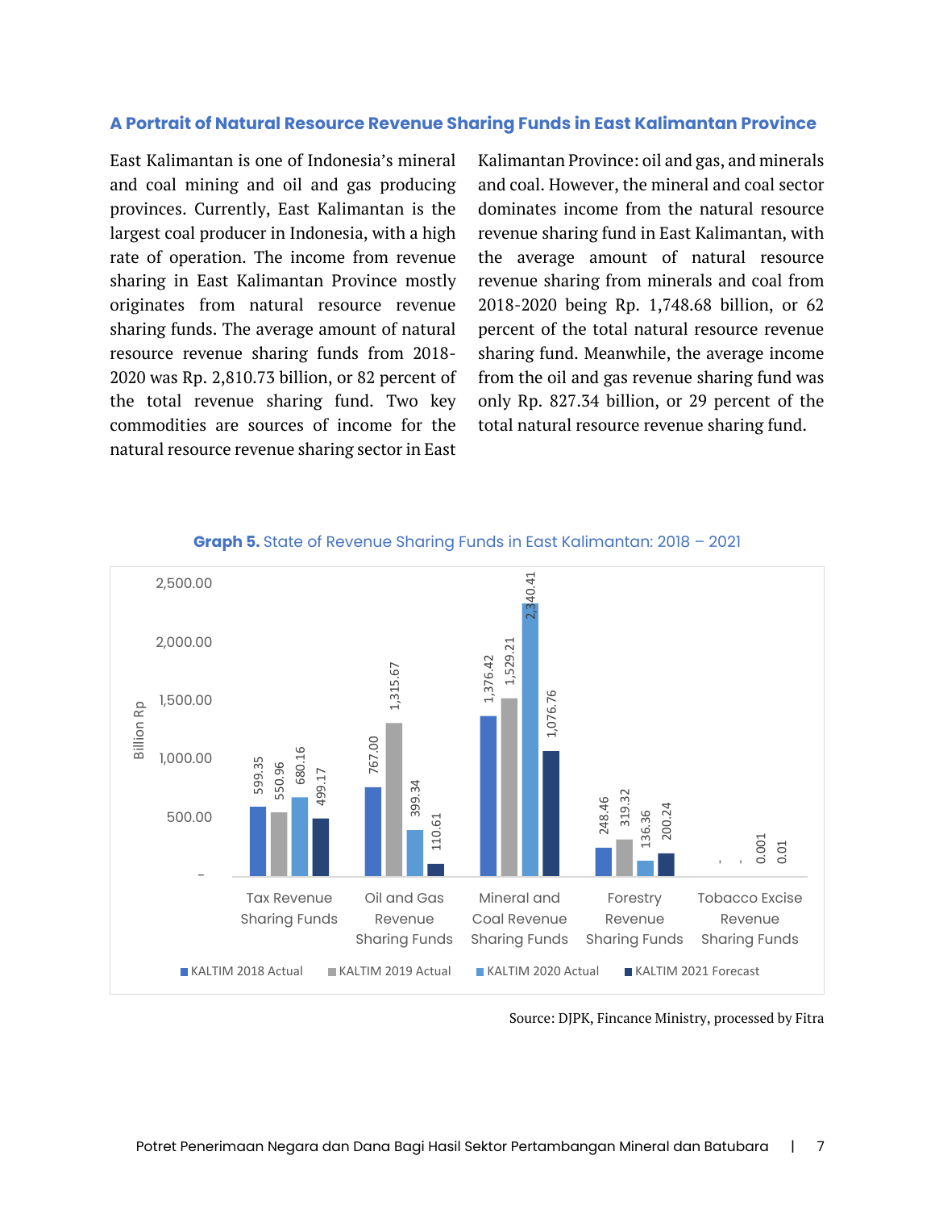### A Portrait of Natural Resource Revenue Sharing Funds in East Kalimantan Province

East Kalimantan is one of Indonesia's mineral and coal mining and oil and gas producing provinces. Currently, East Kalimantan is the largest coal producer in Indonesia, with a high rate of operation. The income from revenue sharing in East Kalimantan Province mostly originates from natural resource revenue sharing funds. The average amount of natural resource revenue sharing funds from 2018-2020 was Rp. 2,810.73 billion, or 82 percent of the total revenue sharing fund. Two key commodities are sources of income for the natural resource revenue sharing sector in East Kalimantan Province: oil and gas, and minerals and coal. However, the mineral and coal sector dominates income from the natural resource revenue sharing fund in East Kalimantan, with the average amount of natural resource revenue sharing from minerals and coal from 2018-2020 being Rp. 1,748.68 billion, or 62 percent of the total natural resource revenue sharing fund. Meanwhile, the average income from the oil and gas revenue sharing fund was only Rp. 827.34 billion, or 29 percent of the total natural resource revenue sharing fund.

**Graph 5.** State of Revenue Sharing Funds in East Kalimantan: 2018 – 2021

| Billion Rp | KALTIM 2018 Actual | KALTIM 2019 Actual | KALTIM 2020 Actual | KALTIM 2021 Forecast |
|---|---|---|---|---|
| Tax Revenue Sharing Funds | 599.35 | 550.96 | 680.16 | 499.17 |
| Oil and Gas Revenue Sharing Funds | 767.00 | 1,315.67 | 399.34 | 110.61 |
| Mineral and Coal Revenue Sharing Funds | 1,376.42 | 1,529.21 | 2,340.41 | 1,076.76 |
| Forestry Revenue Sharing Funds | 248.46 | 319.32 | 136.36 | 200.24 |
| Tobacco Excise Revenue Sharing Funds | - | - | 0.001 | 0.01 |

Source: DJPK, Fincance Ministry, processed by Fitra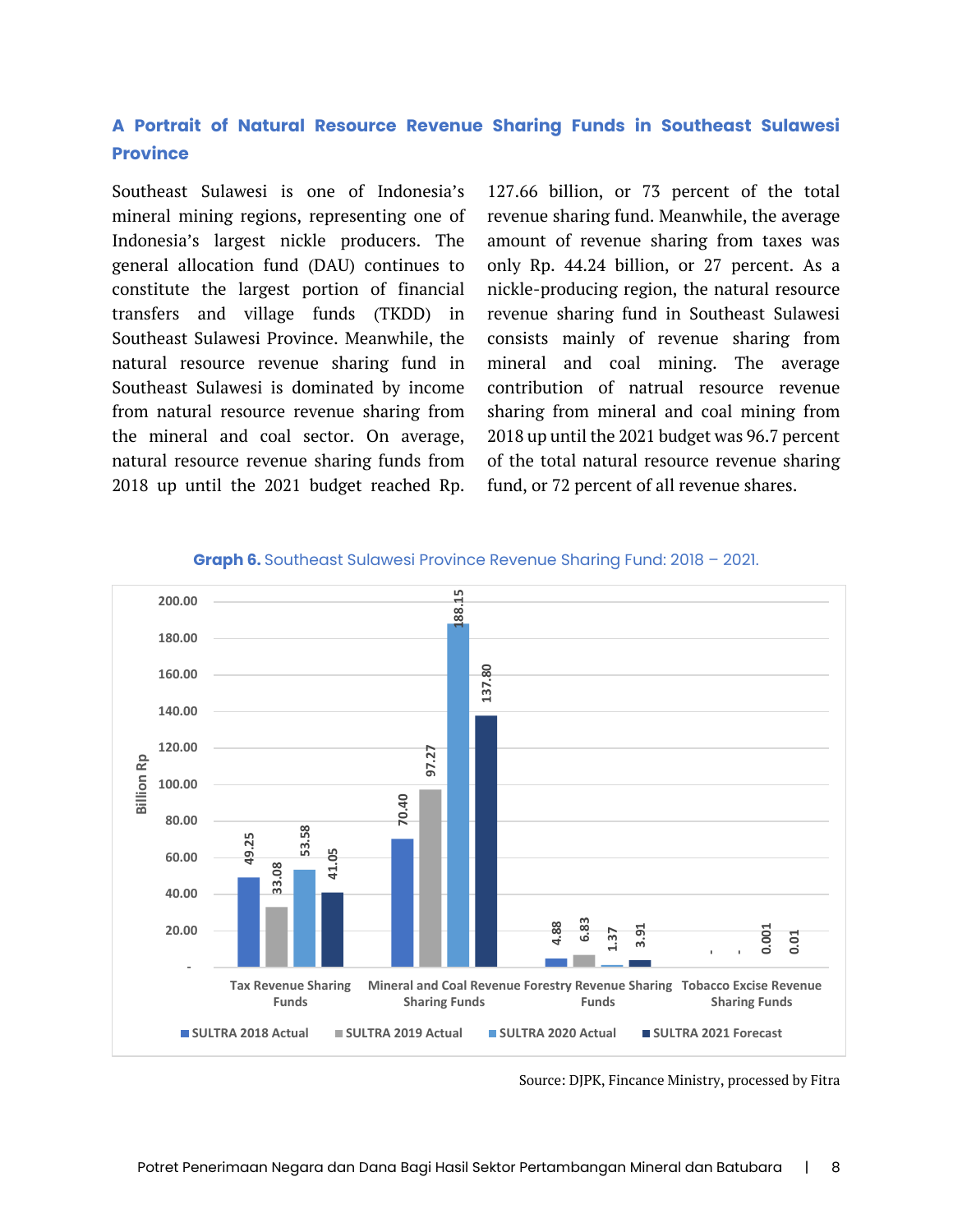## A Portrait of Natural Resource Revenue Sharing Funds in Southeast Sulawesi Province

Southeast Sulawesi is one of Indonesia's mineral mining regions, representing one of Indonesia's largest nickle producers. The general allocation fund (DAU) continues to constitute the largest portion of financial transfers and village funds (TKDD) in Southeast Sulawesi Province. Meanwhile, the natural resource revenue sharing fund in Southeast Sulawesi is dominated by income from natural resource revenue sharing from the mineral and coal sector. On average, natural resource revenue sharing funds from 2018 up until the 2021 budget reached Rp. 127.66 billion, or 73 percent of the total revenue sharing fund. Meanwhile, the average amount of revenue sharing from taxes was only Rp. 44.24 billion, or 27 percent. As a nickle-producing region, the natural resource revenue sharing fund in Southeast Sulawesi consists mainly of revenue sharing from mineral and coal mining. The average contribution of natrual resource revenue sharing from mineral and coal mining from 2018 up until the 2021 budget was 96.7 percent of the total natural resource revenue sharing fund, or 72 percent of all revenue shares.

**Graph 6.** Southeast Sulawesi Province Revenue Sharing Fund: 2018 – 2021.

| Billion Rp | SULTRA 2018 Actual | SULTRA 2019 Actual | SULTRA 2020 Actual | SULTRA 2021 Forecast |
|---|---|---|---|---|
| Tax Revenue Sharing Funds | 49.25 | 33.08 | 53.58 | 41.05 |
| Mineral and Coal Revenue Sharing Funds | 70.40 | 97.27 | 188.15 | 137.80 |
| Forestry Revenue Sharing Funds | 4.88 | 6.83 | 1.37 | 3.91 |
| Tobacco Excise Revenue Sharing Funds | - | - | 0.001 | 0.01 |

Source: DJPK, Fincance Ministry, processed by Fitra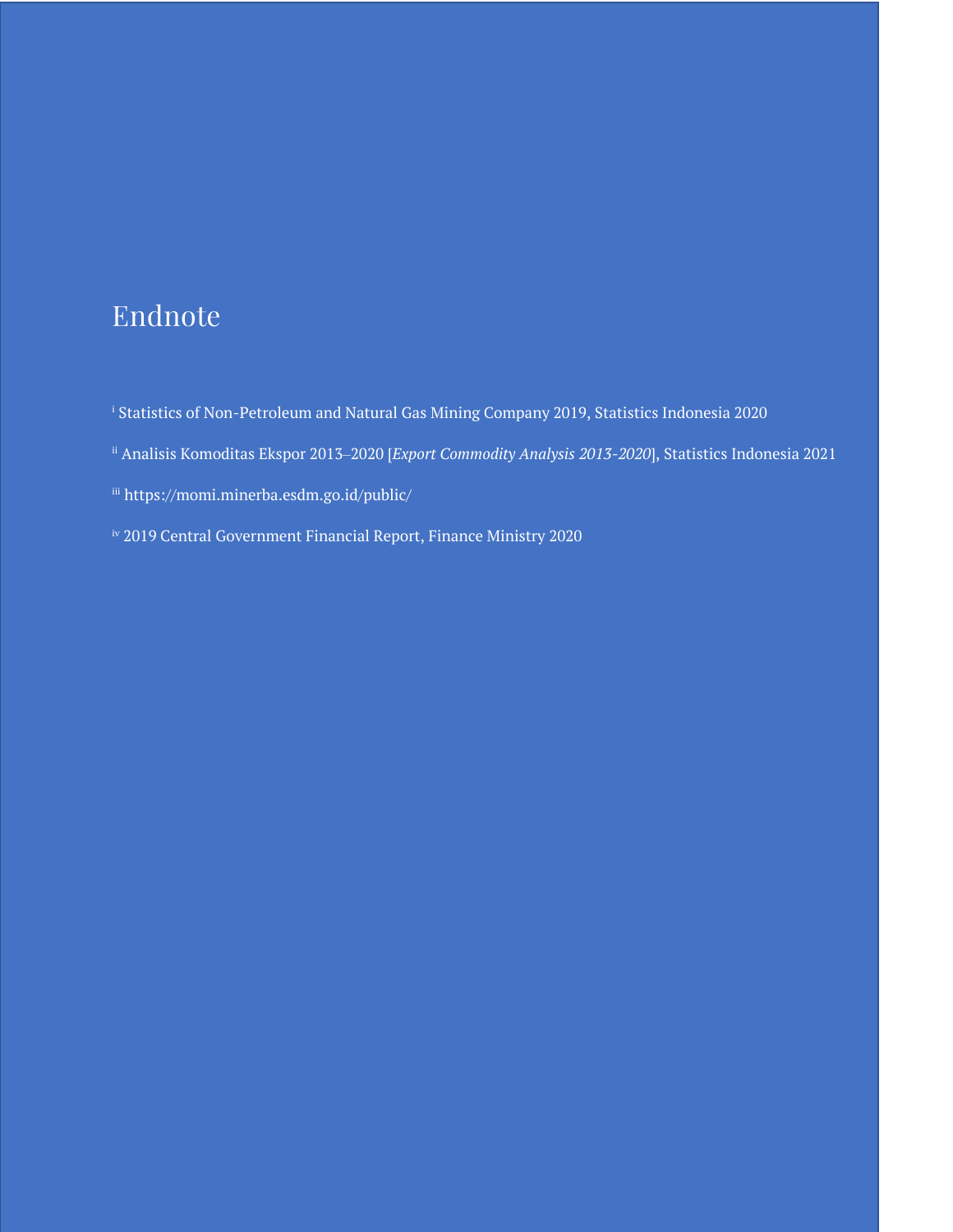# Endnote

[i] Statistics of Non-Petroleum and Natural Gas Mining Company 2019, Statistics Indonesia 2020

[ii] Analisis Komoditas Ekspor 2013–2020 [*Export Commodity Analysis 2013-2020*], Statistics Indonesia 2021

[iii] https://momi.minerba.esdm.go.id/public/

[iv] 2019 Central Government Financial Report, Finance Ministry 2020